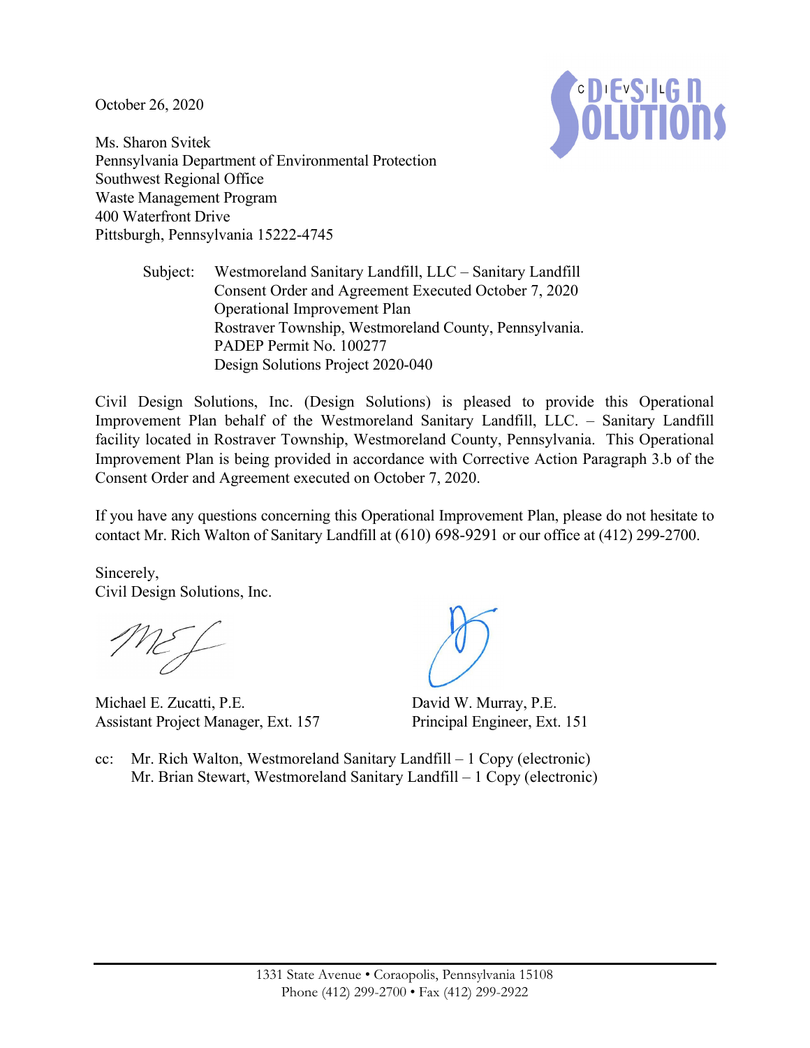October 26, 2020

Ms. Sharon Svitek
Pennsylvania Department of Environmental Protection
Southwest Regional Office
Waste Management Program
400 Waterfront Drive
Pittsburgh, Pennsylvania 15222-4745

Subject: Westmoreland Sanitary Landfill, LLC – Sanitary Landfill
Consent Order and Agreement Executed October 7, 2020
Operational Improvement Plan
Rostraver Township, Westmoreland County, Pennsylvania.
PADEP Permit No. 100277
Design Solutions Project 2020-040

Civil Design Solutions, Inc. (Design Solutions) is pleased to provide this Operational Improvement Plan behalf of the Westmoreland Sanitary Landfill, LLC. – Sanitary Landfill facility located in Rostraver Township, Westmoreland County, Pennsylvania. This Operational Improvement Plan is being provided in accordance with Corrective Action Paragraph 3.b of the Consent Order and Agreement executed on October 7, 2020.

If you have any questions concerning this Operational Improvement Plan, please do not hesitate to contact Mr. Rich Walton of Sanitary Landfill at (610) 698-9291 or our office at (412) 299-2700.

Sincerely,
Civil Design Solutions, Inc.

Michael E. Zucatti, P.E.
Assistant Project Manager, Ext. 157

David W. Murray, P.E.
Principal Engineer, Ext. 151

cc: Mr. Rich Walton, Westmoreland Sanitary Landfill – 1 Copy (electronic)
Mr. Brian Stewart, Westmoreland Sanitary Landfill – 1 Copy (electronic)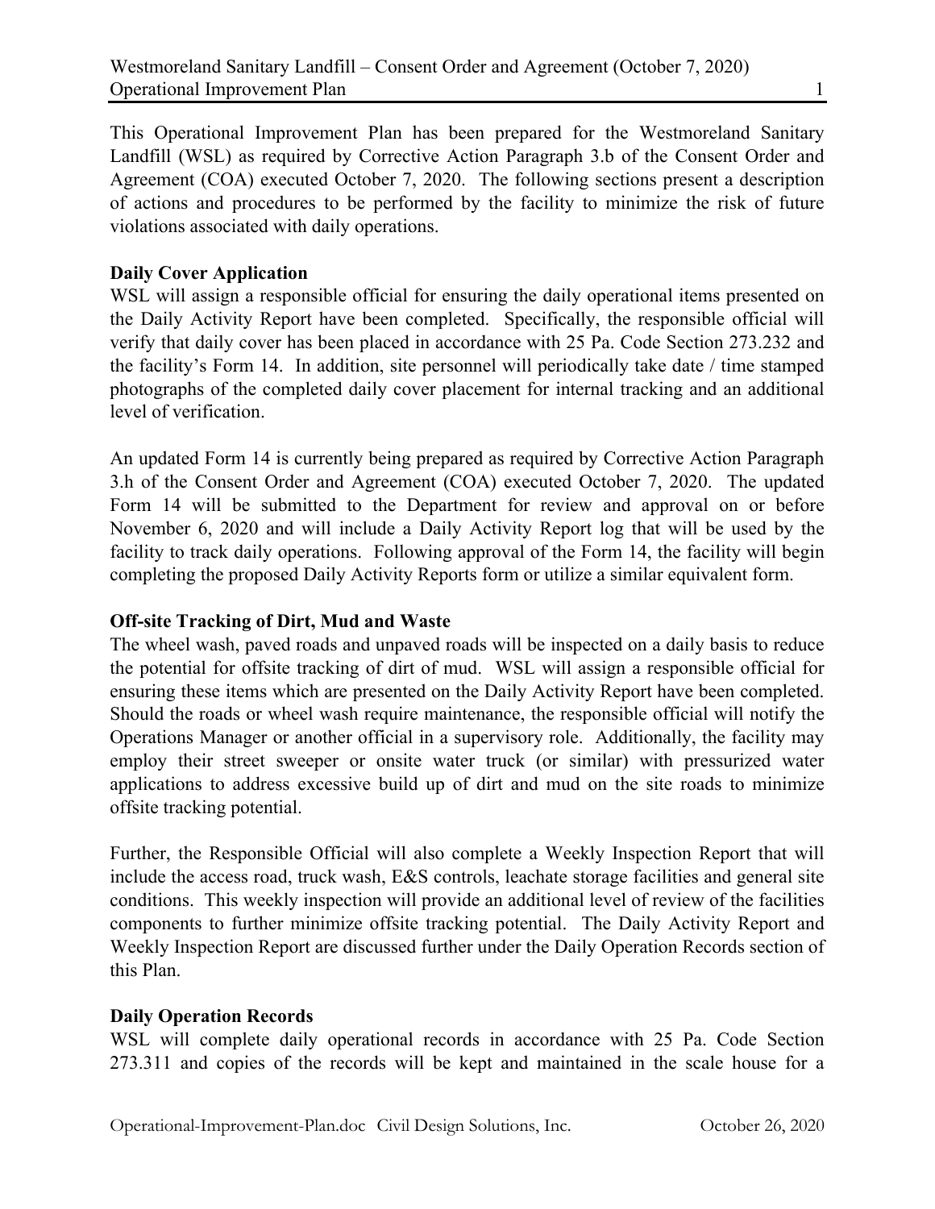This Operational Improvement Plan has been prepared for the Westmoreland Sanitary Landfill (WSL) as required by Corrective Action Paragraph 3.b of the Consent Order and Agreement (COA) executed October 7, 2020. The following sections present a description of actions and procedures to be performed by the facility to minimize the risk of future violations associated with daily operations.

**Daily Cover Application**

WSL will assign a responsible official for ensuring the daily operational items presented on the Daily Activity Report have been completed. Specifically, the responsible official will verify that daily cover has been placed in accordance with 25 Pa. Code Section 273.232 and the facility's Form 14. In addition, site personnel will periodically take date / time stamped photographs of the completed daily cover placement for internal tracking and an additional level of verification.

An updated Form 14 is currently being prepared as required by Corrective Action Paragraph 3.h of the Consent Order and Agreement (COA) executed October 7, 2020. The updated Form 14 will be submitted to the Department for review and approval on or before November 6, 2020 and will include a Daily Activity Report log that will be used by the facility to track daily operations. Following approval of the Form 14, the facility will begin completing the proposed Daily Activity Reports form or utilize a similar equivalent form.

**Off-site Tracking of Dirt, Mud and Waste**

The wheel wash, paved roads and unpaved roads will be inspected on a daily basis to reduce the potential for offsite tracking of dirt of mud. WSL will assign a responsible official for ensuring these items which are presented on the Daily Activity Report have been completed. Should the roads or wheel wash require maintenance, the responsible official will notify the Operations Manager or another official in a supervisory role. Additionally, the facility may employ their street sweeper or onsite water truck (or similar) with pressurized water applications to address excessive build up of dirt and mud on the site roads to minimize offsite tracking potential.

Further, the Responsible Official will also complete a Weekly Inspection Report that will include the access road, truck wash, E&S controls, leachate storage facilities and general site conditions. This weekly inspection will provide an additional level of review of the facilities components to further minimize offsite tracking potential. The Daily Activity Report and Weekly Inspection Report are discussed further under the Daily Operation Records section of this Plan.

**Daily Operation Records**

WSL will complete daily operational records in accordance with 25 Pa. Code Section 273.311 and copies of the records will be kept and maintained in the scale house for a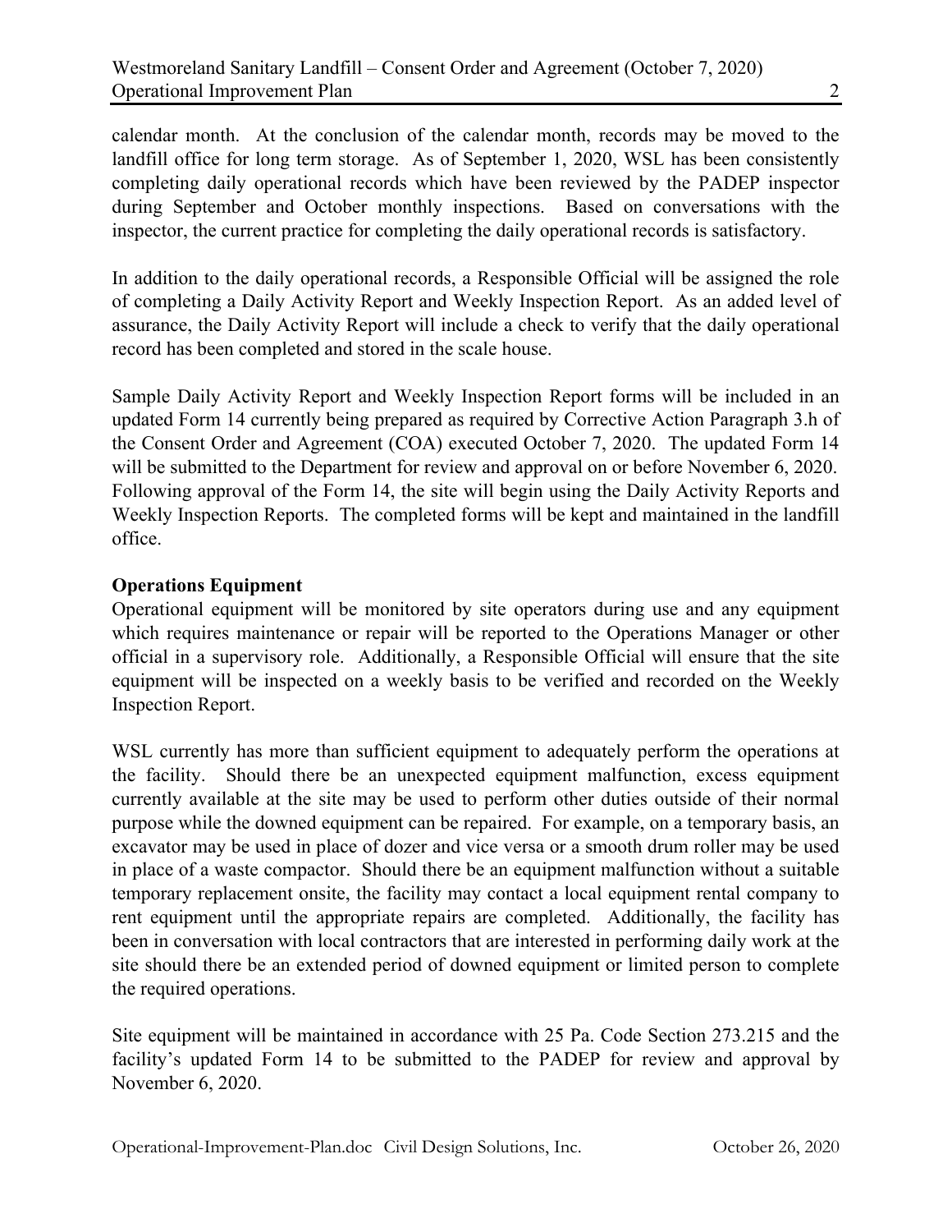calendar month. At the conclusion of the calendar month, records may be moved to the landfill office for long term storage. As of September 1, 2020, WSL has been consistently completing daily operational records which have been reviewed by the PADEP inspector during September and October monthly inspections. Based on conversations with the inspector, the current practice for completing the daily operational records is satisfactory.

In addition to the daily operational records, a Responsible Official will be assigned the role of completing a Daily Activity Report and Weekly Inspection Report. As an added level of assurance, the Daily Activity Report will include a check to verify that the daily operational record has been completed and stored in the scale house.

Sample Daily Activity Report and Weekly Inspection Report forms will be included in an updated Form 14 currently being prepared as required by Corrective Action Paragraph 3.h of the Consent Order and Agreement (COA) executed October 7, 2020. The updated Form 14 will be submitted to the Department for review and approval on or before November 6, 2020. Following approval of the Form 14, the site will begin using the Daily Activity Reports and Weekly Inspection Reports. The completed forms will be kept and maintained in the landfill office.

**Operations Equipment**

Operational equipment will be monitored by site operators during use and any equipment which requires maintenance or repair will be reported to the Operations Manager or other official in a supervisory role. Additionally, a Responsible Official will ensure that the site equipment will be inspected on a weekly basis to be verified and recorded on the Weekly Inspection Report.

WSL currently has more than sufficient equipment to adequately perform the operations at the facility. Should there be an unexpected equipment malfunction, excess equipment currently available at the site may be used to perform other duties outside of their normal purpose while the downed equipment can be repaired. For example, on a temporary basis, an excavator may be used in place of dozer and vice versa or a smooth drum roller may be used in place of a waste compactor. Should there be an equipment malfunction without a suitable temporary replacement onsite, the facility may contact a local equipment rental company to rent equipment until the appropriate repairs are completed. Additionally, the facility has been in conversation with local contractors that are interested in performing daily work at the site should there be an extended period of downed equipment or limited person to complete the required operations.

Site equipment will be maintained in accordance with 25 Pa. Code Section 273.215 and the facility's updated Form 14 to be submitted to the PADEP for review and approval by November 6, 2020.